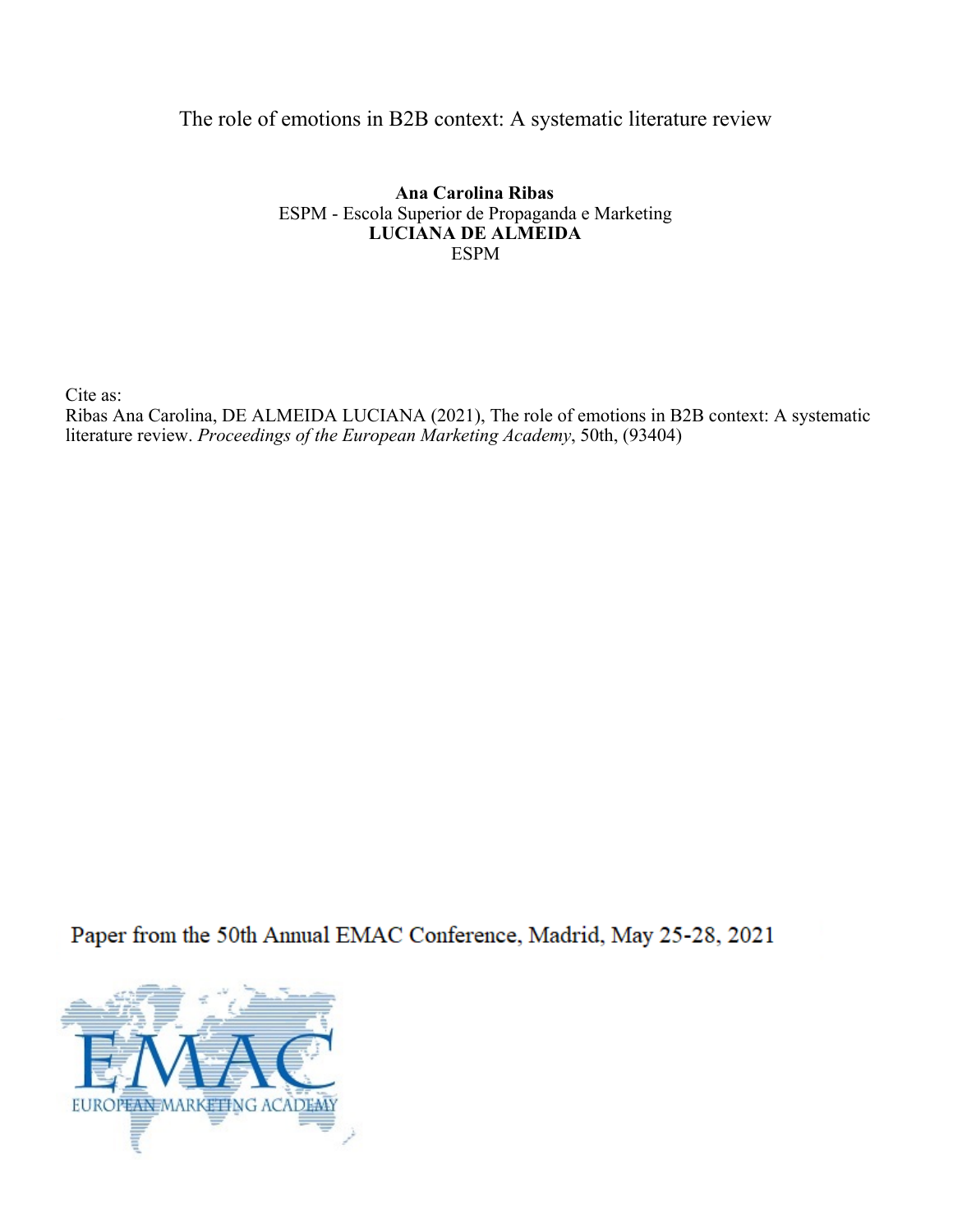# The role of emotions in B2B context: A systematic literature review

**Ana Carolina Ribas**
ESPM - Escola Superior de Propaganda e Marketing
**LUCIANA DE ALMEIDA**
ESPM

Cite as:
Ribas Ana Carolina, DE ALMEIDA LUCIANA (2021), The role of emotions in B2B context: A systematic literature review. *Proceedings of the European Marketing Academy*, 50th, (93404)

Paper from the 50th Annual EMAC Conference, Madrid, May 25-28, 2021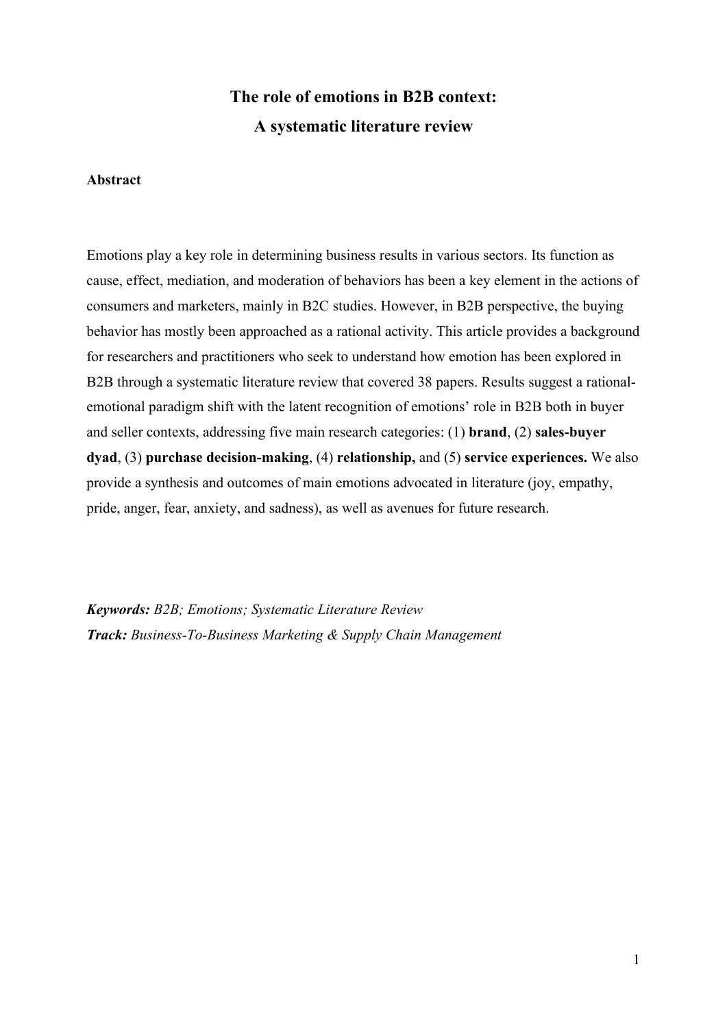# The role of emotions in B2B context: A systematic literature review

**Abstract**

Emotions play a key role in determining business results in various sectors. Its function as cause, effect, mediation, and moderation of behaviors has been a key element in the actions of consumers and marketers, mainly in B2C studies. However, in B2B perspective, the buying behavior has mostly been approached as a rational activity. This article provides a background for researchers and practitioners who seek to understand how emotion has been explored in B2B through a systematic literature review that covered 38 papers. Results suggest a rational-emotional paradigm shift with the latent recognition of emotions' role in B2B both in buyer and seller contexts, addressing five main research categories: (1) **brand**, (2) **sales-buyer dyad**, (3) **purchase decision-making**, (4) **relationship,** and (5) **service experiences.** We also provide a synthesis and outcomes of main emotions advocated in literature (joy, empathy, pride, anger, fear, anxiety, and sadness), as well as avenues for future research.

***Keywords:*** *B2B; Emotions; Systematic Literature Review*
***Track:*** *Business-To-Business Marketing & Supply Chain Management*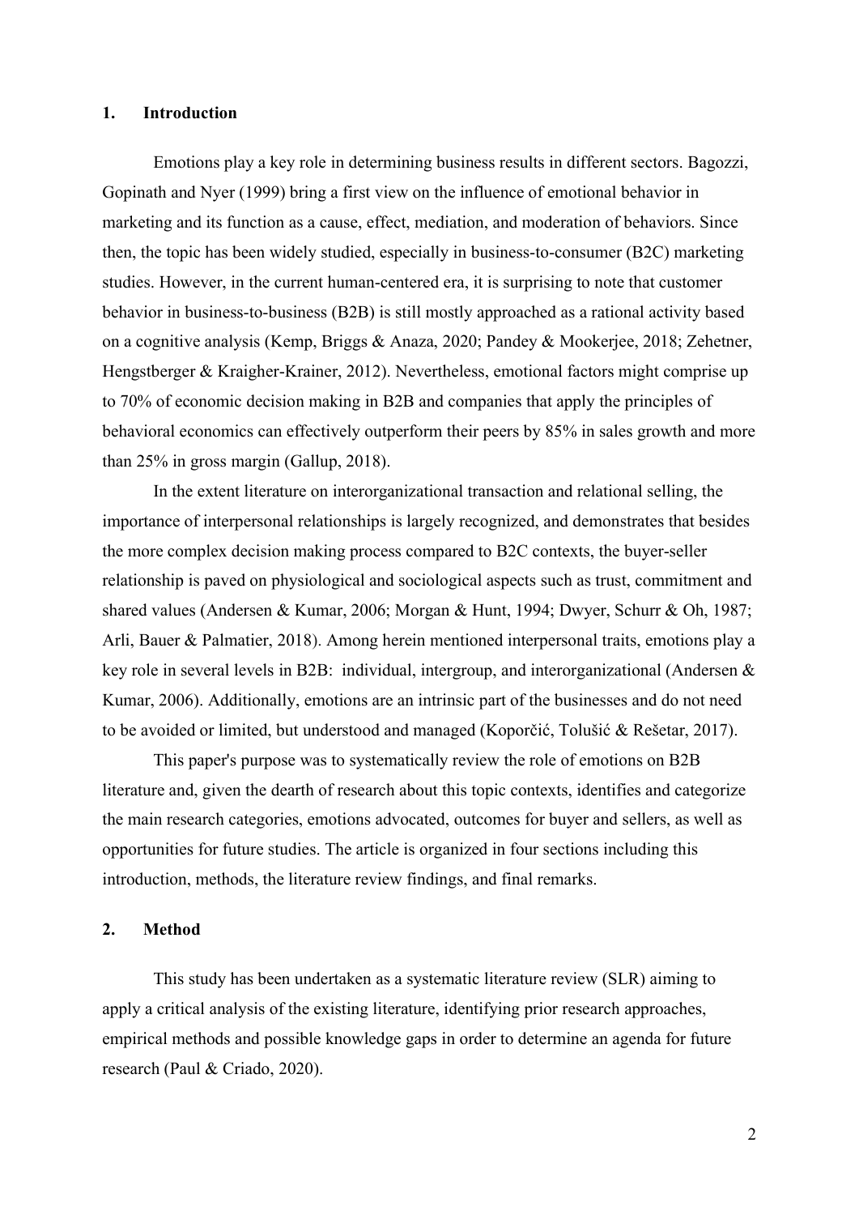## 1. Introduction

Emotions play a key role in determining business results in different sectors. Bagozzi, Gopinath and Nyer (1999) bring a first view on the influence of emotional behavior in marketing and its function as a cause, effect, mediation, and moderation of behaviors. Since then, the topic has been widely studied, especially in business-to-consumer (B2C) marketing studies. However, in the current human-centered era, it is surprising to note that customer behavior in business-to-business (B2B) is still mostly approached as a rational activity based on a cognitive analysis (Kemp, Briggs & Anaza, 2020; Pandey & Mookerjee, 2018; Zehetner, Hengstberger & Kraigher-Krainer, 2012). Nevertheless, emotional factors might comprise up to 70% of economic decision making in B2B and companies that apply the principles of behavioral economics can effectively outperform their peers by 85% in sales growth and more than 25% in gross margin (Gallup, 2018).

In the extent literature on interorganizational transaction and relational selling, the importance of interpersonal relationships is largely recognized, and demonstrates that besides the more complex decision making process compared to B2C contexts, the buyer-seller relationship is paved on physiological and sociological aspects such as trust, commitment and shared values (Andersen & Kumar, 2006; Morgan & Hunt, 1994; Dwyer, Schurr & Oh, 1987; Arli, Bauer & Palmatier, 2018). Among herein mentioned interpersonal traits, emotions play a key role in several levels in B2B: individual, intergroup, and interorganizational (Andersen & Kumar, 2006). Additionally, emotions are an intrinsic part of the businesses and do not need to be avoided or limited, but understood and managed (Koporčić, Tolušić & Rešetar, 2017).

This paper's purpose was to systematically review the role of emotions on B2B literature and, given the dearth of research about this topic contexts, identifies and categorize the main research categories, emotions advocated, outcomes for buyer and sellers, as well as opportunities for future studies. The article is organized in four sections including this introduction, methods, the literature review findings, and final remarks.

## 2. Method

This study has been undertaken as a systematic literature review (SLR) aiming to apply a critical analysis of the existing literature, identifying prior research approaches, empirical methods and possible knowledge gaps in order to determine an agenda for future research (Paul & Criado, 2020).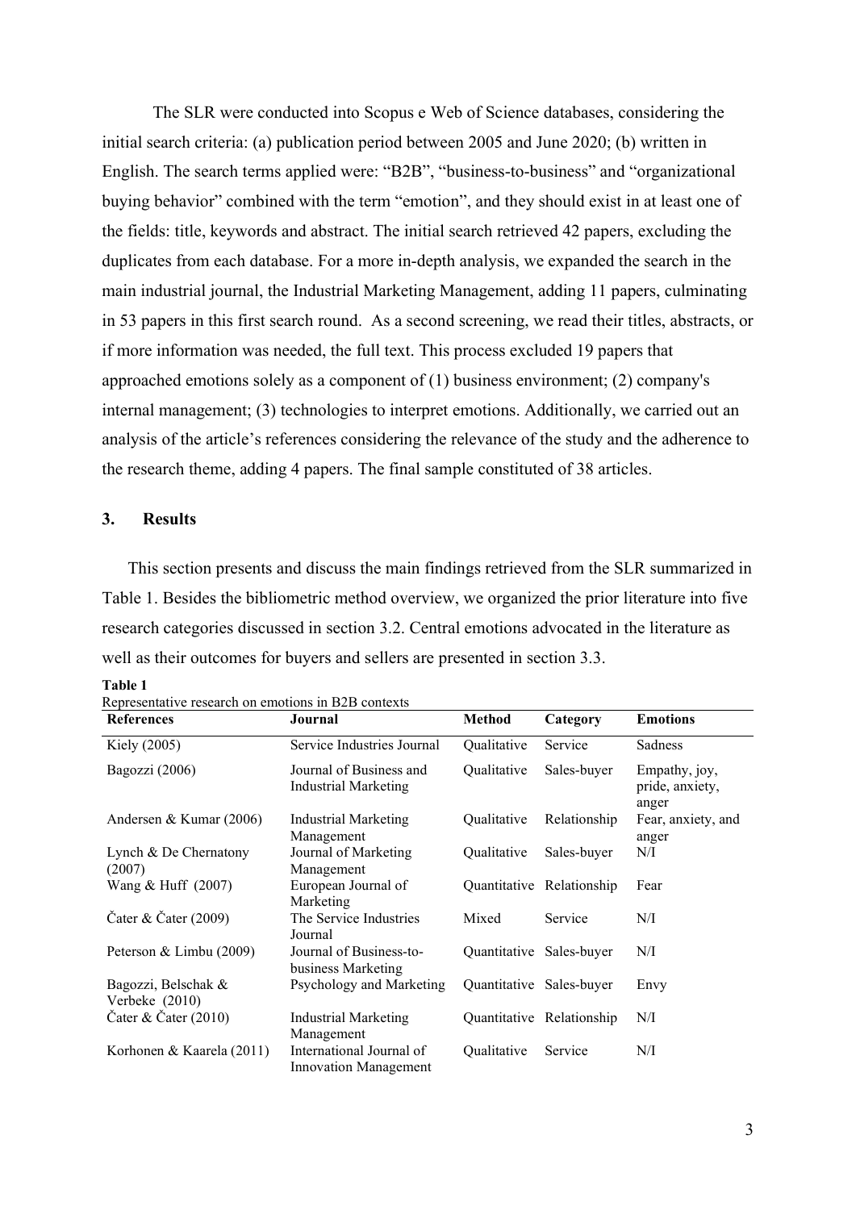The SLR were conducted into Scopus e Web of Science databases, considering the initial search criteria: (a) publication period between 2005 and June 2020; (b) written in English. The search terms applied were: "B2B", "business-to-business" and "organizational buying behavior" combined with the term "emotion", and they should exist in at least one of the fields: title, keywords and abstract. The initial search retrieved 42 papers, excluding the duplicates from each database. For a more in-depth analysis, we expanded the search in the main industrial journal, the Industrial Marketing Management, adding 11 papers, culminating in 53 papers in this first search round. As a second screening, we read their titles, abstracts, or if more information was needed, the full text. This process excluded 19 papers that approached emotions solely as a component of (1) business environment; (2) company's internal management; (3) technologies to interpret emotions. Additionally, we carried out an analysis of the article's references considering the relevance of the study and the adherence to the research theme, adding 4 papers. The final sample constituted of 38 articles.

## 3. Results

This section presents and discuss the main findings retrieved from the SLR summarized in Table 1. Besides the bibliometric method overview, we organized the prior literature into five research categories discussed in section 3.2. Central emotions advocated in the literature as well as their outcomes for buyers and sellers are presented in section 3.3.

**Table 1**
Representative research on emotions in B2B contexts

| References | Journal | Method | Category | Emotions |
|---|---|---|---|---|
| Kiely (2005) | Service Industries Journal | Qualitative | Service | Sadness |
| Bagozzi (2006) | Journal of Business and Industrial Marketing | Qualitative | Sales-buyer | Empathy, joy, pride, anxiety, anger |
| Andersen & Kumar (2006) | Industrial Marketing Management | Qualitative | Relationship | Fear, anxiety, and anger |
| Lynch & De Chernatony (2007) | Journal of Marketing Management | Qualitative | Sales-buyer | N/I |
| Wang & Huff (2007) | European Journal of Marketing | Quantitative | Relationship | Fear |
| Čater & Čater (2009) | The Service Industries Journal | Mixed | Service | N/I |
| Peterson & Limbu (2009) | Journal of Business-to-business Marketing | Quantitative | Sales-buyer | N/I |
| Bagozzi, Belschak & Verbeke (2010) | Psychology and Marketing | Quantitative | Sales-buyer | Envy |
| Čater & Čater (2010) | Industrial Marketing Management | Quantitative | Relationship | N/I |
| Korhonen & Kaarela (2011) | International Journal of Innovation Management | Qualitative | Service | N/I |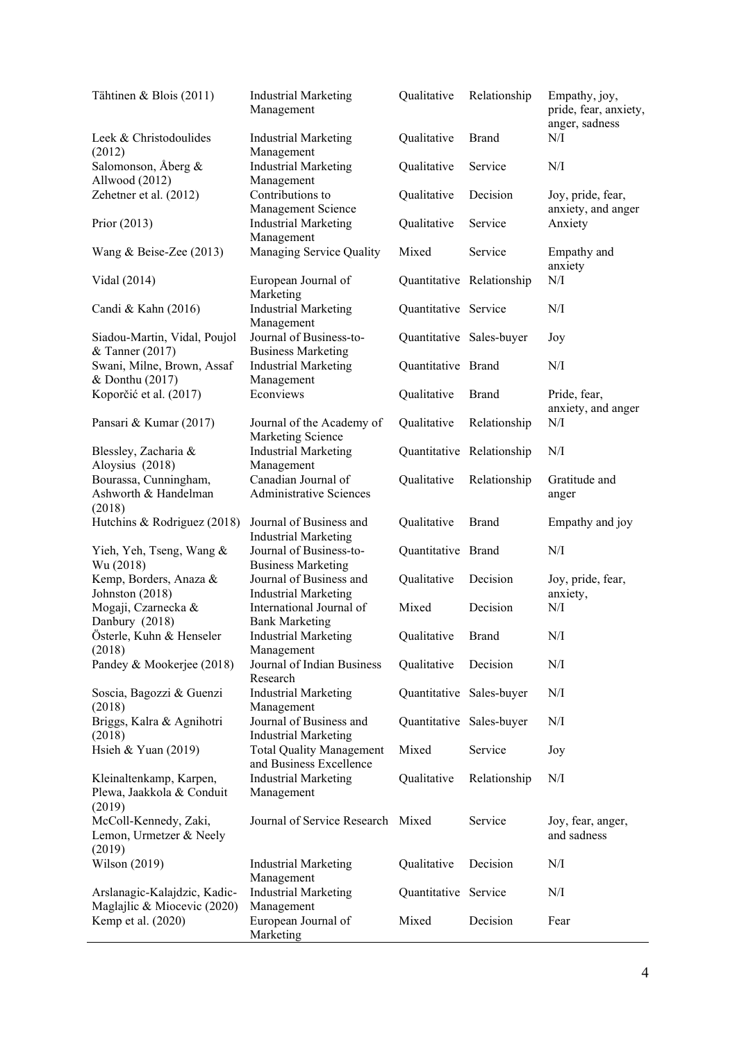| | | | | |
|---|---|---|---|---|
| Tähtinen & Blois (2011) | Industrial Marketing Management | Qualitative | Relationship | Empathy, joy, pride, fear, anxiety, anger, sadness |
| Leek & Christodoulides (2012) | Industrial Marketing Management | Qualitative | Brand | N/I |
| Salomonson, Åberg & Allwood (2012) | Industrial Marketing Management | Qualitative | Service | N/I |
| Zehetner et al. (2012) | Contributions to Management Science | Qualitative | Decision | Joy, pride, fear, anxiety, and anger |
| Prior (2013) | Industrial Marketing Management | Qualitative | Service | Anxiety |
| Wang & Beise-Zee (2013) | Managing Service Quality | Mixed | Service | Empathy and anxiety |
| Vidal (2014) | European Journal of Marketing | Quantitative | Relationship | N/I |
| Candi & Kahn (2016) | Industrial Marketing Management | Quantitative | Service | N/I |
| Siadou-Martin, Vidal, Poujol & Tanner (2017) | Journal of Business-to-Business Marketing | Quantitative | Sales-buyer | Joy |
| Swani, Milne, Brown, Assaf & Donthu (2017) | Industrial Marketing Management | Quantitative | Brand | N/I |
| Koporčić et al. (2017) | Econviews | Qualitative | Brand | Pride, fear, anxiety, and anger |
| Pansari & Kumar (2017) | Journal of the Academy of Marketing Science | Qualitative | Relationship | N/I |
| Blessley, Zacharia & Aloysius (2018) | Industrial Marketing Management | Quantitative | Relationship | N/I |
| Bourassa, Cunningham, Ashworth & Handelman (2018) | Canadian Journal of Administrative Sciences | Qualitative | Relationship | Gratitude and anger |
| Hutchins & Rodriguez (2018) | Journal of Business and Industrial Marketing | Qualitative | Brand | Empathy and joy |
| Yieh, Yeh, Tseng, Wang & Wu (2018) | Journal of Business-to-Business Marketing | Quantitative | Brand | N/I |
| Kemp, Borders, Anaza & Johnston (2018) | Journal of Business and Industrial Marketing | Qualitative | Decision | Joy, pride, fear, anxiety, |
| Mogaji, Czarnecka & Danbury (2018) | International Journal of Bank Marketing | Mixed | Decision | N/I |
| Österle, Kuhn & Henseler (2018) | Industrial Marketing Management | Qualitative | Brand | N/I |
| Pandey & Mookerjee (2018) | Journal of Indian Business Research | Qualitative | Decision | N/I |
| Soscia, Bagozzi & Guenzi (2018) | Industrial Marketing Management | Quantitative | Sales-buyer | N/I |
| Briggs, Kalra & Agnihotri (2018) | Journal of Business and Industrial Marketing | Quantitative | Sales-buyer | N/I |
| Hsieh & Yuan (2019) | Total Quality Management and Business Excellence | Mixed | Service | Joy |
| Kleinaltenkamp, Karpen, Plewa, Jaakkola & Conduit (2019) | Industrial Marketing Management | Qualitative | Relationship | N/I |
| McColl-Kennedy, Zaki, Lemon, Urmetzer & Neely (2019) | Journal of Service Research | Mixed | Service | Joy, fear, anger, and sadness |
| Wilson (2019) | Industrial Marketing Management | Qualitative | Decision | N/I |
| Arslanagic-Kalajdzic, Kadic-Maglajlic & Miocevic (2020) | Industrial Marketing Management | Quantitative | Service | N/I |
| Kemp et al. (2020) | European Journal of Marketing | Mixed | Decision | Fear |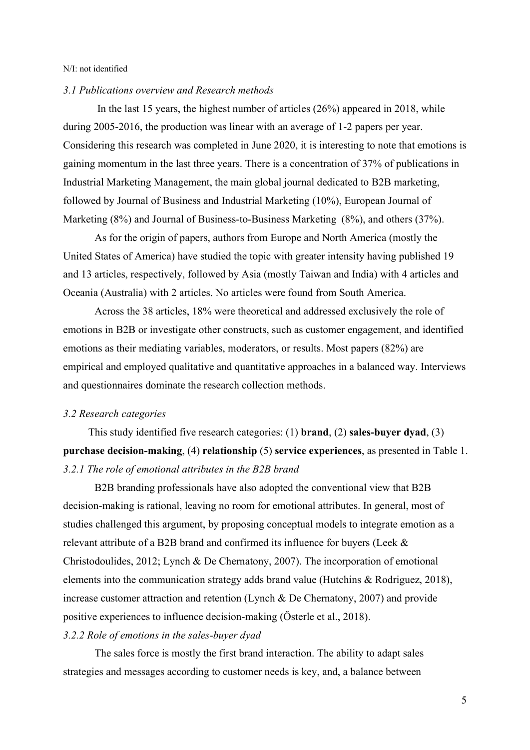N/I: not identified

### *3.1 Publications overview and Research methods*

In the last 15 years, the highest number of articles (26%) appeared in 2018, while during 2005-2016, the production was linear with an average of 1-2 papers per year. Considering this research was completed in June 2020, it is interesting to note that emotions is gaining momentum in the last three years. There is a concentration of 37% of publications in Industrial Marketing Management, the main global journal dedicated to B2B marketing, followed by Journal of Business and Industrial Marketing (10%), European Journal of Marketing (8%) and Journal of Business-to-Business Marketing (8%), and others (37%).

As for the origin of papers, authors from Europe and North America (mostly the United States of America) have studied the topic with greater intensity having published 19 and 13 articles, respectively, followed by Asia (mostly Taiwan and India) with 4 articles and Oceania (Australia) with 2 articles. No articles were found from South America.

Across the 38 articles, 18% were theoretical and addressed exclusively the role of emotions in B2B or investigate other constructs, such as customer engagement, and identified emotions as their mediating variables, moderators, or results. Most papers (82%) are empirical and employed qualitative and quantitative approaches in a balanced way. Interviews and questionnaires dominate the research collection methods.

### *3.2 Research categories*

This study identified five research categories: (1) **brand**, (2) **sales-buyer dyad**, (3) **purchase decision-making**, (4) **relationship** (5) **service experiences**, as presented in Table 1.

#### *3.2.1 The role of emotional attributes in the B2B brand*

B2B branding professionals have also adopted the conventional view that B2B decision-making is rational, leaving no room for emotional attributes. In general, most of studies challenged this argument, by proposing conceptual models to integrate emotion as a relevant attribute of a B2B brand and confirmed its influence for buyers (Leek & Christodoulides, 2012; Lynch & De Chernatony, 2007). The incorporation of emotional elements into the communication strategy adds brand value (Hutchins & Rodriguez, 2018), increase customer attraction and retention (Lynch & De Chernatony, 2007) and provide positive experiences to influence decision-making (Österle et al., 2018).

#### *3.2.2 Role of emotions in the sales-buyer dyad*

The sales force is mostly the first brand interaction. The ability to adapt sales strategies and messages according to customer needs is key, and, a balance between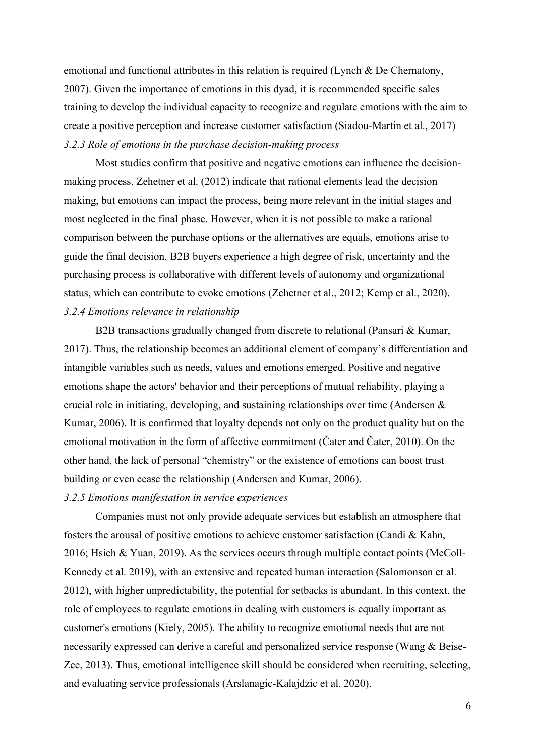emotional and functional attributes in this relation is required (Lynch & De Chernatony, 2007). Given the importance of emotions in this dyad, it is recommended specific sales training to develop the individual capacity to recognize and regulate emotions with the aim to create a positive perception and increase customer satisfaction (Siadou-Martin et al., 2017)

### *3.2.3 Role of emotions in the purchase decision-making process*

Most studies confirm that positive and negative emotions can influence the decision-making process. Zehetner et al. (2012) indicate that rational elements lead the decision making, but emotions can impact the process, being more relevant in the initial stages and most neglected in the final phase. However, when it is not possible to make a rational comparison between the purchase options or the alternatives are equals, emotions arise to guide the final decision. B2B buyers experience a high degree of risk, uncertainty and the purchasing process is collaborative with different levels of autonomy and organizational status, which can contribute to evoke emotions (Zehetner et al., 2012; Kemp et al., 2020).

### *3.2.4 Emotions relevance in relationship*

B2B transactions gradually changed from discrete to relational (Pansari & Kumar, 2017). Thus, the relationship becomes an additional element of company's differentiation and intangible variables such as needs, values and emotions emerged. Positive and negative emotions shape the actors' behavior and their perceptions of mutual reliability, playing a crucial role in initiating, developing, and sustaining relationships over time (Andersen & Kumar, 2006). It is confirmed that loyalty depends not only on the product quality but on the emotional motivation in the form of affective commitment (Čater and Čater, 2010). On the other hand, the lack of personal "chemistry" or the existence of emotions can boost trust building or even cease the relationship (Andersen and Kumar, 2006).

### *3.2.5 Emotions manifestation in service experiences*

Companies must not only provide adequate services but establish an atmosphere that fosters the arousal of positive emotions to achieve customer satisfaction (Candi & Kahn, 2016; Hsieh & Yuan, 2019). As the services occurs through multiple contact points (McColl-Kennedy et al. 2019), with an extensive and repeated human interaction (Salomonson et al. 2012), with higher unpredictability, the potential for setbacks is abundant. In this context, the role of employees to regulate emotions in dealing with customers is equally important as customer's emotions (Kiely, 2005). The ability to recognize emotional needs that are not necessarily expressed can derive a careful and personalized service response (Wang & Beise-Zee, 2013). Thus, emotional intelligence skill should be considered when recruiting, selecting, and evaluating service professionals (Arslanagic-Kalajdzic et al. 2020).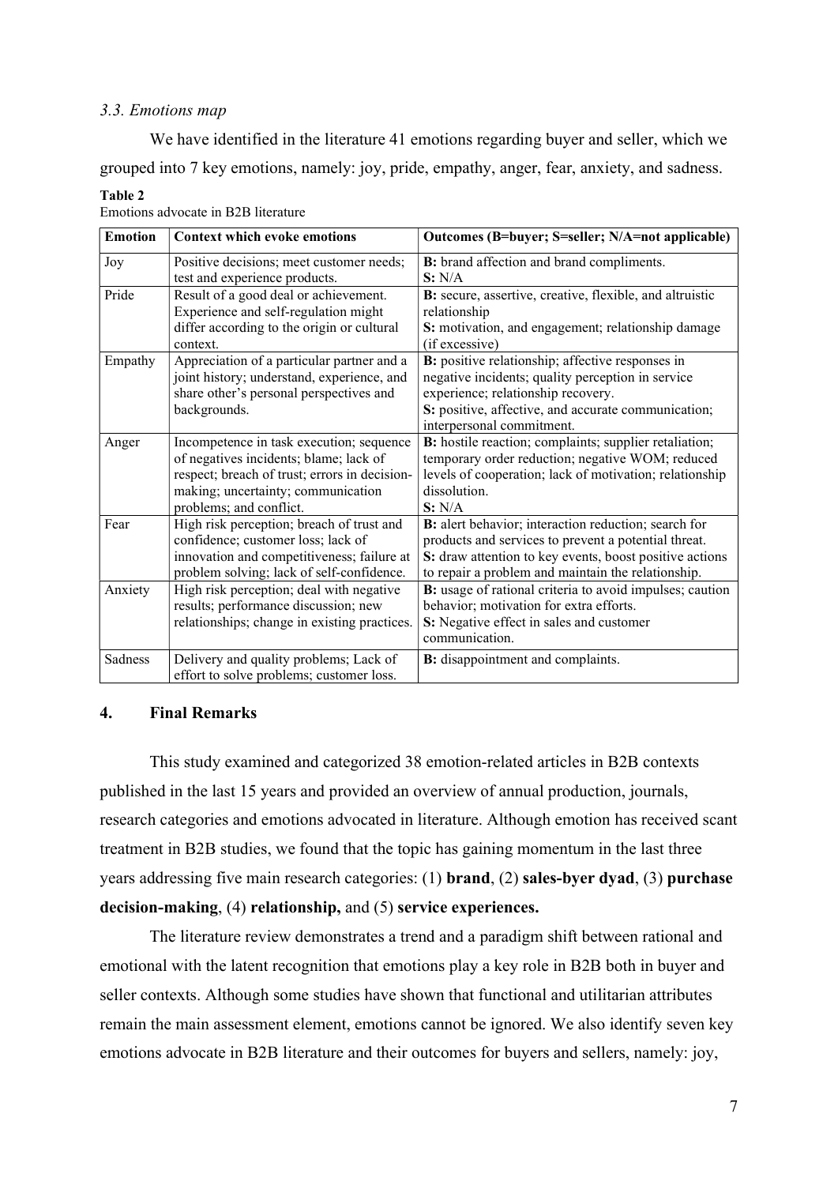### *3.3. Emotions map*

We have identified in the literature 41 emotions regarding buyer and seller, which we grouped into 7 key emotions, namely: joy, pride, empathy, anger, fear, anxiety, and sadness.

**Table 2**
Emotions advocate in B2B literature

| **Emotion** | **Context which evoke emotions** | **Outcomes (B=buyer; S=seller; N/A=not applicable)** |
|---|---|---|
| Joy | Positive decisions; meet customer needs; test and experience products. | **B:** brand affection and brand compliments. **S:** N/A |
| Pride | Result of a good deal or achievement. Experience and self-regulation might differ according to the origin or cultural context. | **B:** secure, assertive, creative, flexible, and altruistic relationship **S:** motivation, and engagement; relationship damage (if excessive) |
| Empathy | Appreciation of a particular partner and a joint history; understand, experience, and share other's personal perspectives and backgrounds. | **B:** positive relationship; affective responses in negative incidents; quality perception in service experience; relationship recovery. **S:** positive, affective, and accurate communication; interpersonal commitment. |
| Anger | Incompetence in task execution; sequence of negatives incidents; blame; lack of respect; breach of trust; errors in decision-making; uncertainty; communication problems; and conflict. | **B:** hostile reaction; complaints; supplier retaliation; temporary order reduction; negative WOM; reduced levels of cooperation; lack of motivation; relationship dissolution. **S:** N/A |
| Fear | High risk perception; breach of trust and confidence; customer loss; lack of innovation and competitiveness; failure at problem solving; lack of self-confidence. | **B:** alert behavior; interaction reduction; search for products and services to prevent a potential threat. **S:** draw attention to key events, boost positive actions to repair a problem and maintain the relationship. |
| Anxiety | High risk perception; deal with negative results; performance discussion; new relationships; change in existing practices. | **B:** usage of rational criteria to avoid impulses; caution behavior; motivation for extra efforts. **S:** Negative effect in sales and customer communication. |
| Sadness | Delivery and quality problems; Lack of effort to solve problems; customer loss. | **B:** disappointment and complaints. |

## 4. Final Remarks

This study examined and categorized 38 emotion-related articles in B2B contexts published in the last 15 years and provided an overview of annual production, journals, research categories and emotions advocated in literature. Although emotion has received scant treatment in B2B studies, we found that the topic has gaining momentum in the last three years addressing five main research categories: (1) **brand**, (2) **sales-byer dyad**, (3) **purchase decision-making**, (4) **relationship,** and (5) **service experiences.**

The literature review demonstrates a trend and a paradigm shift between rational and emotional with the latent recognition that emotions play a key role in B2B both in buyer and seller contexts. Although some studies have shown that functional and utilitarian attributes remain the main assessment element, emotions cannot be ignored. We also identify seven key emotions advocate in B2B literature and their outcomes for buyers and sellers, namely: joy,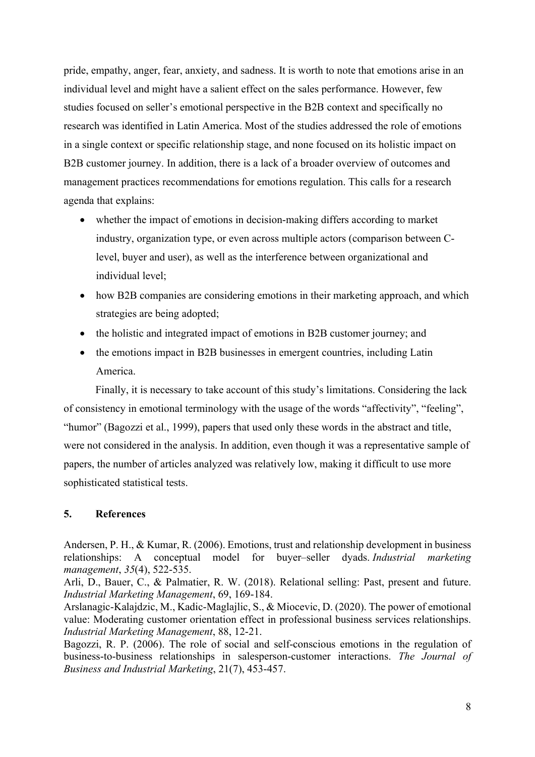pride, empathy, anger, fear, anxiety, and sadness. It is worth to note that emotions arise in an individual level and might have a salient effect on the sales performance. However, few studies focused on seller's emotional perspective in the B2B context and specifically no research was identified in Latin America. Most of the studies addressed the role of emotions in a single context or specific relationship stage, and none focused on its holistic impact on B2B customer journey. In addition, there is a lack of a broader overview of outcomes and management practices recommendations for emotions regulation. This calls for a research agenda that explains:

- whether the impact of emotions in decision-making differs according to market industry, organization type, or even across multiple actors (comparison between C-level, buyer and user), as well as the interference between organizational and individual level;
- how B2B companies are considering emotions in their marketing approach, and which strategies are being adopted;
- the holistic and integrated impact of emotions in B2B customer journey; and
- the emotions impact in B2B businesses in emergent countries, including Latin America.

Finally, it is necessary to take account of this study's limitations. Considering the lack of consistency in emotional terminology with the usage of the words "affectivity", "feeling", "humor" (Bagozzi et al., 1999), papers that used only these words in the abstract and title, were not considered in the analysis. In addition, even though it was a representative sample of papers, the number of articles analyzed was relatively low, making it difficult to use more sophisticated statistical tests.

## 5. References

Andersen, P. H., & Kumar, R. (2006). Emotions, trust and relationship development in business relationships: A conceptual model for buyer–seller dyads. *Industrial marketing management*, *35*(4), 522-535.

Arli, D., Bauer, C., & Palmatier, R. W. (2018). Relational selling: Past, present and future. *Industrial Marketing Management*, 69, 169-184.

Arslanagic-Kalajdzic, M., Kadic-Maglajlic, S., & Miocevic, D. (2020). The power of emotional value: Moderating customer orientation effect in professional business services relationships. *Industrial Marketing Management*, 88, 12-21.

Bagozzi, R. P. (2006). The role of social and self-conscious emotions in the regulation of business-to-business relationships in salesperson-customer interactions. *The Journal of Business and Industrial Marketing*, 21(7), 453-457.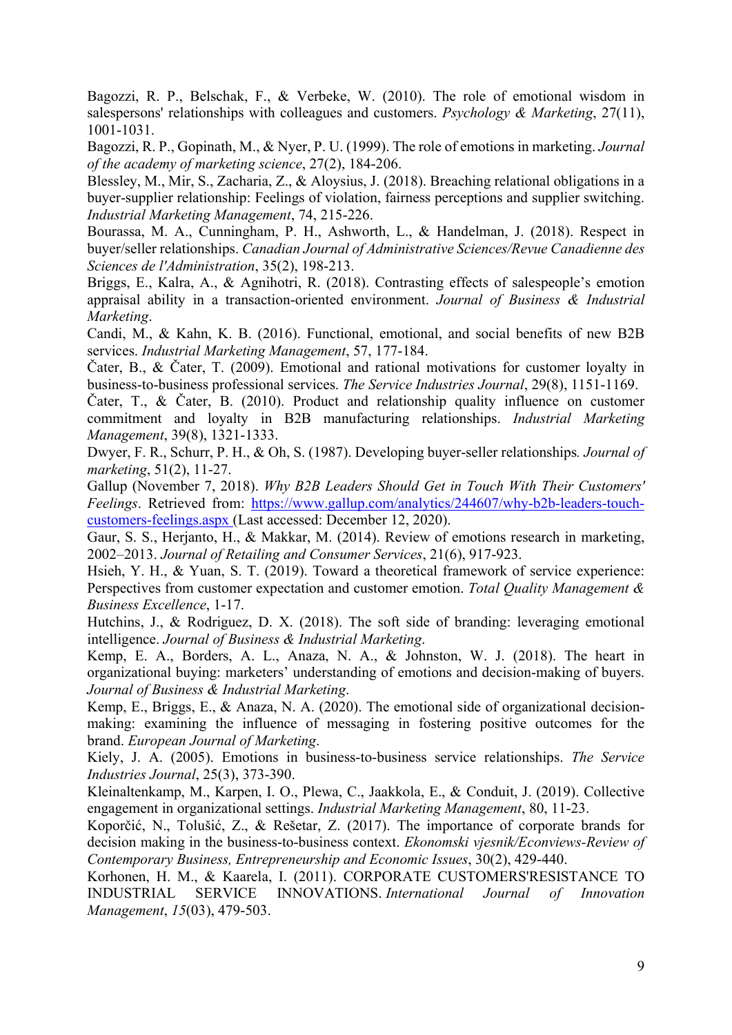Bagozzi, R. P., Belschak, F., & Verbeke, W. (2010). The role of emotional wisdom in salespersons' relationships with colleagues and customers. *Psychology & Marketing*, 27(11), 1001-1031.

Bagozzi, R. P., Gopinath, M., & Nyer, P. U. (1999). The role of emotions in marketing. *Journal of the academy of marketing science*, 27(2), 184-206.

Blessley, M., Mir, S., Zacharia, Z., & Aloysius, J. (2018). Breaching relational obligations in a buyer-supplier relationship: Feelings of violation, fairness perceptions and supplier switching. *Industrial Marketing Management*, 74, 215-226.

Bourassa, M. A., Cunningham, P. H., Ashworth, L., & Handelman, J. (2018). Respect in buyer/seller relationships. *Canadian Journal of Administrative Sciences/Revue Canadienne des Sciences de l'Administration*, 35(2), 198-213.

Briggs, E., Kalra, A., & Agnihotri, R. (2018). Contrasting effects of salespeople's emotion appraisal ability in a transaction-oriented environment. *Journal of Business & Industrial Marketing*.

Candi, M., & Kahn, K. B. (2016). Functional, emotional, and social benefits of new B2B services. *Industrial Marketing Management*, 57, 177-184.

Čater, B., & Čater, T. (2009). Emotional and rational motivations for customer loyalty in business-to-business professional services. *The Service Industries Journal*, 29(8), 1151-1169.

Čater, T., & Čater, B. (2010). Product and relationship quality influence on customer commitment and loyalty in B2B manufacturing relationships. *Industrial Marketing Management*, 39(8), 1321-1333.

Dwyer, F. R., Schurr, P. H., & Oh, S. (1987). Developing buyer-seller relationships*. Journal of marketing*, 51(2), 11-27.

Gallup (November 7, 2018). *Why B2B Leaders Should Get in Touch With Their Customers' Feelings*. Retrieved from: https://www.gallup.com/analytics/244607/why-b2b-leaders-touch-customers-feelings.aspx (Last accessed: December 12, 2020).

Gaur, S. S., Herjanto, H., & Makkar, M. (2014). Review of emotions research in marketing, 2002–2013. *Journal of Retailing and Consumer Services*, 21(6), 917-923.

Hsieh, Y. H., & Yuan, S. T. (2019). Toward a theoretical framework of service experience: Perspectives from customer expectation and customer emotion. *Total Quality Management & Business Excellence*, 1-17.

Hutchins, J., & Rodriguez, D. X. (2018). The soft side of branding: leveraging emotional intelligence. *Journal of Business & Industrial Marketing*.

Kemp, E. A., Borders, A. L., Anaza, N. A., & Johnston, W. J. (2018). The heart in organizational buying: marketers' understanding of emotions and decision-making of buyers. *Journal of Business & Industrial Marketing*.

Kemp, E., Briggs, E., & Anaza, N. A. (2020). The emotional side of organizational decision-making: examining the influence of messaging in fostering positive outcomes for the brand. *European Journal of Marketing*.

Kiely, J. A. (2005). Emotions in business-to-business service relationships. *The Service Industries Journal*, 25(3), 373-390.

Kleinaltenkamp, M., Karpen, I. O., Plewa, C., Jaakkola, E., & Conduit, J. (2019). Collective engagement in organizational settings. *Industrial Marketing Management*, 80, 11-23.

Koporčić, N., Tolušić, Z., & Rešetar, Z. (2017). The importance of corporate brands for decision making in the business-to-business context. *Ekonomski vjesnik/Econviews-Review of Contemporary Business, Entrepreneurship and Economic Issues*, 30(2), 429-440.

Korhonen, H. M., & Kaarela, I. (2011). CORPORATE CUSTOMERS'RESISTANCE TO INDUSTRIAL SERVICE INNOVATIONS. *International Journal of Innovation Management*, *15*(03), 479-503.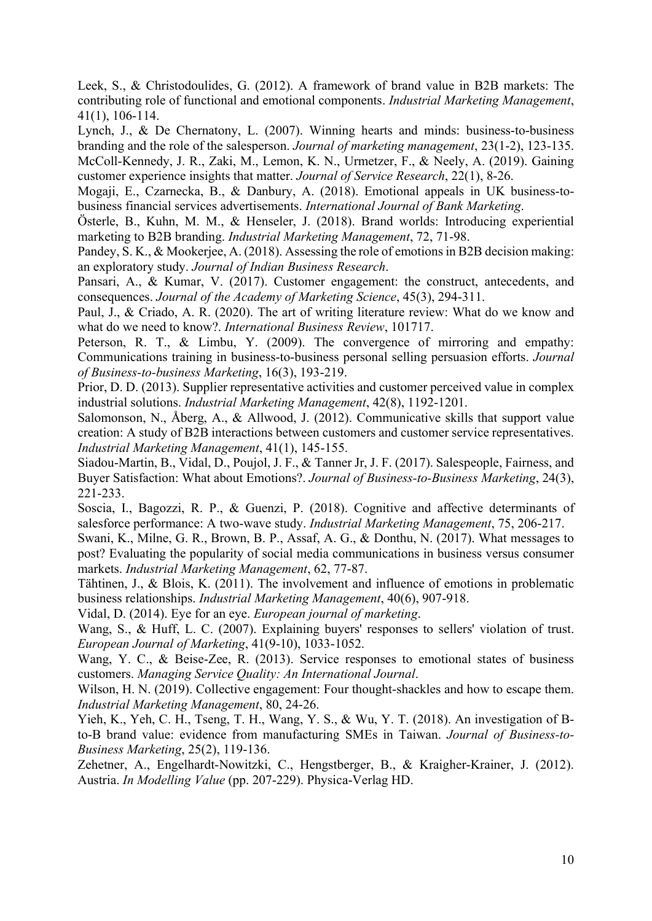Leek, S., & Christodoulides, G. (2012). A framework of brand value in B2B markets: The contributing role of functional and emotional components. *Industrial Marketing Management*, 41(1), 106-114.

Lynch, J., & De Chernatony, L. (2007). Winning hearts and minds: business-to-business branding and the role of the salesperson. *Journal of marketing management*, 23(1-2), 123-135.

McColl-Kennedy, J. R., Zaki, M., Lemon, K. N., Urmetzer, F., & Neely, A. (2019). Gaining customer experience insights that matter. *Journal of Service Research*, 22(1), 8-26.

Mogaji, E., Czarnecka, B., & Danbury, A. (2018). Emotional appeals in UK business-to-business financial services advertisements. *International Journal of Bank Marketing*.

Österle, B., Kuhn, M. M., & Henseler, J. (2018). Brand worlds: Introducing experiential marketing to B2B branding. *Industrial Marketing Management*, 72, 71-98.

Pandey, S. K., & Mookerjee, A. (2018). Assessing the role of emotions in B2B decision making: an exploratory study. *Journal of Indian Business Research*.

Pansari, A., & Kumar, V. (2017). Customer engagement: the construct, antecedents, and consequences. *Journal of the Academy of Marketing Science*, 45(3), 294-311.

Paul, J., & Criado, A. R. (2020). The art of writing literature review: What do we know and what do we need to know?. *International Business Review*, 101717.

Peterson, R. T., & Limbu, Y. (2009). The convergence of mirroring and empathy: Communications training in business-to-business personal selling persuasion efforts. *Journal of Business-to-business Marketing*, 16(3), 193-219.

Prior, D. D. (2013). Supplier representative activities and customer perceived value in complex industrial solutions. *Industrial Marketing Management*, 42(8), 1192-1201.

Salomonson, N., Åberg, A., & Allwood, J. (2012). Communicative skills that support value creation: A study of B2B interactions between customers and customer service representatives. *Industrial Marketing Management*, 41(1), 145-155.

Siadou-Martin, B., Vidal, D., Poujol, J. F., & Tanner Jr, J. F. (2017). Salespeople, Fairness, and Buyer Satisfaction: What about Emotions?. *Journal of Business-to-Business Marketing*, 24(3), 221-233.

Soscia, I., Bagozzi, R. P., & Guenzi, P. (2018). Cognitive and affective determinants of salesforce performance: A two-wave study. *Industrial Marketing Management*, 75, 206-217.

Swani, K., Milne, G. R., Brown, B. P., Assaf, A. G., & Donthu, N. (2017). What messages to post? Evaluating the popularity of social media communications in business versus consumer markets. *Industrial Marketing Management*, 62, 77-87.

Tähtinen, J., & Blois, K. (2011). The involvement and influence of emotions in problematic business relationships. *Industrial Marketing Management*, 40(6), 907-918.

Vidal, D. (2014). Eye for an eye. *European journal of marketing*.

Wang, S., & Huff, L. C. (2007). Explaining buyers' responses to sellers' violation of trust. *European Journal of Marketing*, 41(9-10), 1033-1052.

Wang, Y. C., & Beise-Zee, R. (2013). Service responses to emotional states of business customers. *Managing Service Quality: An International Journal*.

Wilson, H. N. (2019). Collective engagement: Four thought-shackles and how to escape them. *Industrial Marketing Management*, 80, 24-26.

Yieh, K., Yeh, C. H., Tseng, T. H., Wang, Y. S., & Wu, Y. T. (2018). An investigation of B-to-B brand value: evidence from manufacturing SMEs in Taiwan. *Journal of Business-to-Business Marketing*, 25(2), 119-136.

Zehetner, A., Engelhardt-Nowitzki, C., Hengstberger, B., & Kraigher-Krainer, J. (2012). Austria. *In Modelling Value* (pp. 207-229). Physica-Verlag HD.